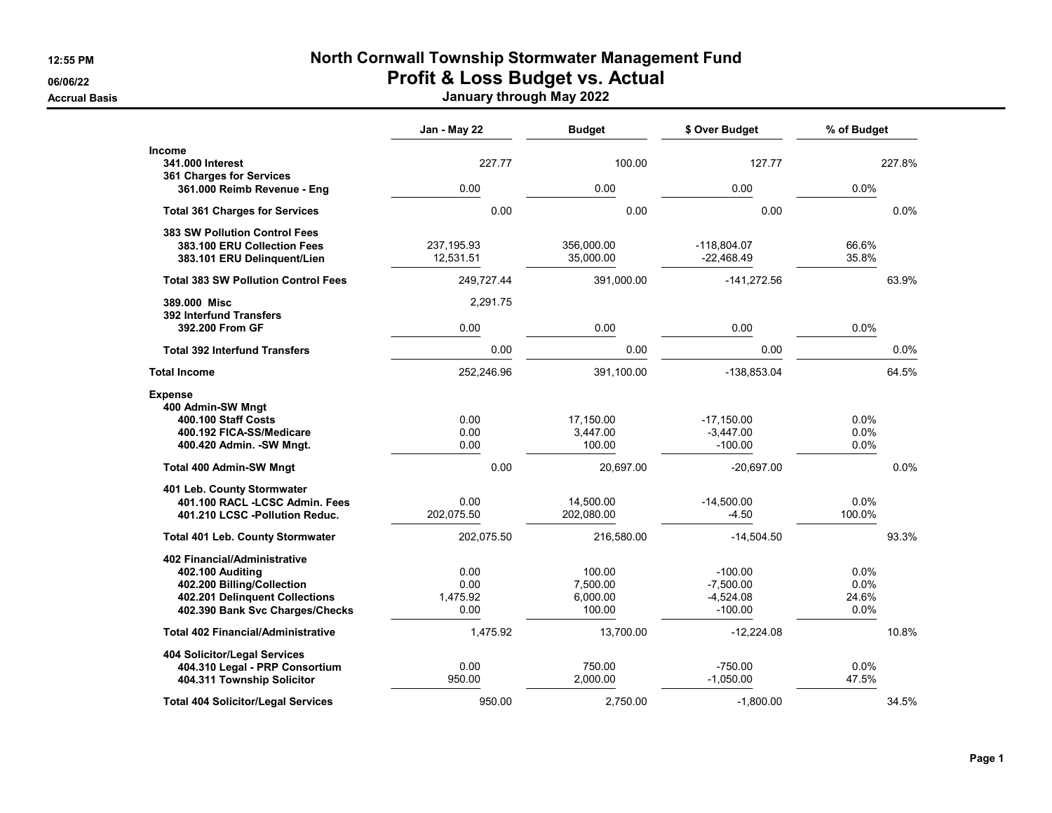# North Cornwall Township Stormwater Management Fund

## Profit & Loss Budget vs. Actual

### January through May 2022

12:55 PM
06/06/22
Accrual Basis

| | Jan - May 22 | Budget | $ Over Budget | % of Budget |
|---|---|---|---|---|
| **Income** | | | | |
| **341.000 Interest** | 227.77 | 100.00 | 127.77 | 227.8% |
| **361 Charges for Services** | | | | |
| **361.000 Reimb Revenue - Eng** | 0.00 | 0.00 | 0.00 | 0.0% |
| **Total 361 Charges for Services** | 0.00 | 0.00 | 0.00 | 0.0% |
| **383 SW Pollution Control Fees** | | | | |
| **383.100 ERU Collection Fees** | 237,195.93 | 356,000.00 | -118,804.07 | 66.6% |
| **383.101 ERU Delinquent/Lien** | 12,531.51 | 35,000.00 | -22,468.49 | 35.8% |
| **Total 383 SW Pollution Control Fees** | 249,727.44 | 391,000.00 | -141,272.56 | 63.9% |
| **389.000 Misc** | 2,291.75 | | | |
| **392 Interfund Transfers** | | | | |
| **392.200 From GF** | 0.00 | 0.00 | 0.00 | 0.0% |
| **Total 392 Interfund Transfers** | 0.00 | 0.00 | 0.00 | 0.0% |
| **Total Income** | 252,246.96 | 391,100.00 | -138,853.04 | 64.5% |
| **Expense** | | | | |
| **400 Admin-SW Mngt** | | | | |
| **400.100 Staff Costs** | 0.00 | 17,150.00 | -17,150.00 | 0.0% |
| **400.192 FICA-SS/Medicare** | 0.00 | 3,447.00 | -3,447.00 | 0.0% |
| **400.420 Admin. -SW Mngt.** | 0.00 | 100.00 | -100.00 | 0.0% |
| **Total 400 Admin-SW Mngt** | 0.00 | 20,697.00 | -20,697.00 | 0.0% |
| **401 Leb. County Stormwater** | | | | |
| **401.100 RACL -LCSC Admin. Fees** | 0.00 | 14,500.00 | -14,500.00 | 0.0% |
| **401.210 LCSC -Pollution Reduc.** | 202,075.50 | 202,080.00 | -4.50 | 100.0% |
| **Total 401 Leb. County Stormwater** | 202,075.50 | 216,580.00 | -14,504.50 | 93.3% |
| **402 Financial/Administrative** | | | | |
| **402.100 Auditing** | 0.00 | 100.00 | -100.00 | 0.0% |
| **402.200 Billing/Collection** | 0.00 | 7,500.00 | -7,500.00 | 0.0% |
| **402.201 Delinquent Collections** | 1,475.92 | 6,000.00 | -4,524.08 | 24.6% |
| **402.390 Bank Svc Charges/Checks** | 0.00 | 100.00 | -100.00 | 0.0% |
| **Total 402 Financial/Administrative** | 1,475.92 | 13,700.00 | -12,224.08 | 10.8% |
| **404 Solicitor/Legal Services** | | | | |
| **404.310 Legal - PRP Consortium** | 0.00 | 750.00 | -750.00 | 0.0% |
| **404.311 Township Solicitor** | 950.00 | 2,000.00 | -1,050.00 | 47.5% |
| **Total 404 Solicitor/Legal Services** | 950.00 | 2,750.00 | -1,800.00 | 34.5% |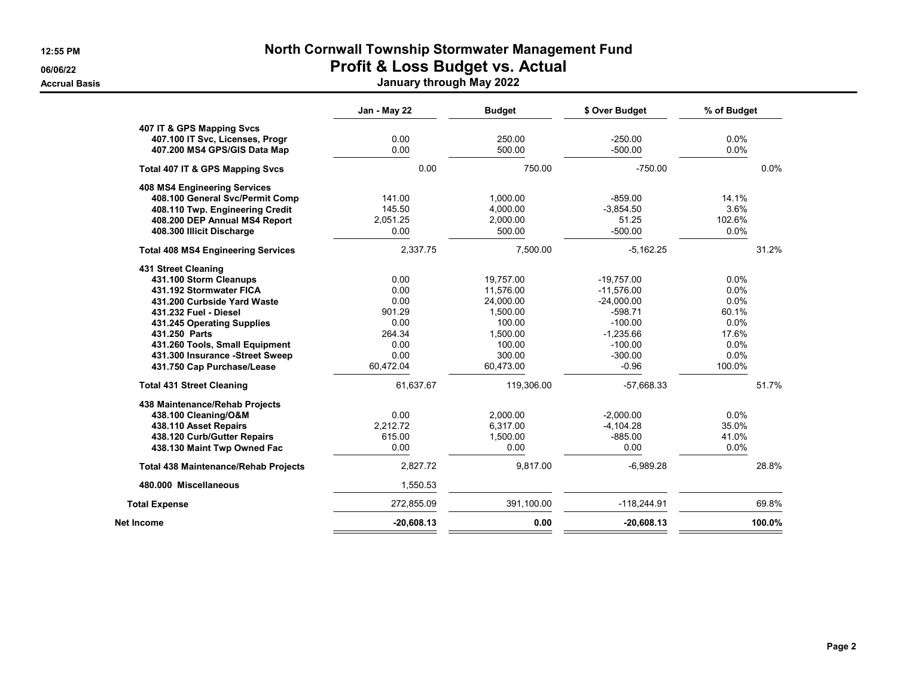# North Cornwall Township Stormwater Management Fund

## Profit & Loss Budget vs. Actual

### January through May 2022

12:55 PM
06/06/22
Accrual Basis

| | Jan - May 22 | Budget | $ Over Budget | % of Budget |
|---|---|---|---|---|
| **407 IT & GPS Mapping Svcs** | | | | |
| **407.100 IT Svc, Licenses, Progr** | 0.00 | 250.00 | -250.00 | 0.0% |
| **407.200 MS4 GPS/GIS Data Map** | 0.00 | 500.00 | -500.00 | 0.0% |
| **Total 407 IT & GPS Mapping Svcs** | 0.00 | 750.00 | -750.00 | 0.0% |
| **408 MS4 Engineering Services** | | | | |
| **408.100 General Svc/Permit Comp** | 141.00 | 1,000.00 | -859.00 | 14.1% |
| **408.110 Twp. Engineering Credit** | 145.50 | 4,000.00 | -3,854.50 | 3.6% |
| **408.200 DEP Annual MS4 Report** | 2,051.25 | 2,000.00 | 51.25 | 102.6% |
| **408.300 Illicit Discharge** | 0.00 | 500.00 | -500.00 | 0.0% |
| **Total 408 MS4 Engineering Services** | 2,337.75 | 7,500.00 | -5,162.25 | 31.2% |
| **431 Street Cleaning** | | | | |
| **431.100 Storm Cleanups** | 0.00 | 19,757.00 | -19,757.00 | 0.0% |
| **431.192 Stormwater FICA** | 0.00 | 11,576.00 | -11,576.00 | 0.0% |
| **431.200 Curbside Yard Waste** | 0.00 | 24,000.00 | -24,000.00 | 0.0% |
| **431.232 Fuel - Diesel** | 901.29 | 1,500.00 | -598.71 | 60.1% |
| **431.245 Operating Supplies** | 0.00 | 100.00 | -100.00 | 0.0% |
| **431.250 Parts** | 264.34 | 1,500.00 | -1,235.66 | 17.6% |
| **431.260 Tools, Small Equipment** | 0.00 | 100.00 | -100.00 | 0.0% |
| **431.300 Insurance -Street Sweep** | 0.00 | 300.00 | -300.00 | 0.0% |
| **431.750 Cap Purchase/Lease** | 60,472.04 | 60,473.00 | -0.96 | 100.0% |
| **Total 431 Street Cleaning** | 61,637.67 | 119,306.00 | -57,668.33 | 51.7% |
| **438 Maintenance/Rehab Projects** | | | | |
| **438.100 Cleaning/O&M** | 0.00 | 2,000.00 | -2,000.00 | 0.0% |
| **438.110 Asset Repairs** | 2,212.72 | 6,317.00 | -4,104.28 | 35.0% |
| **438.120 Curb/Gutter Repairs** | 615.00 | 1,500.00 | -885.00 | 41.0% |
| **438.130 Maint Twp Owned Fac** | 0.00 | 0.00 | 0.00 | 0.0% |
| **Total 438 Maintenance/Rehab Projects** | 2,827.72 | 9,817.00 | -6,989.28 | 28.8% |
| **480.000 Miscellaneous** | 1,550.53 | | | |
| **Total Expense** | 272,855.09 | 391,100.00 | -118,244.91 | 69.8% |
| **Net Income** | **-20,608.13** | **0.00** | **-20,608.13** | **100.0%** |